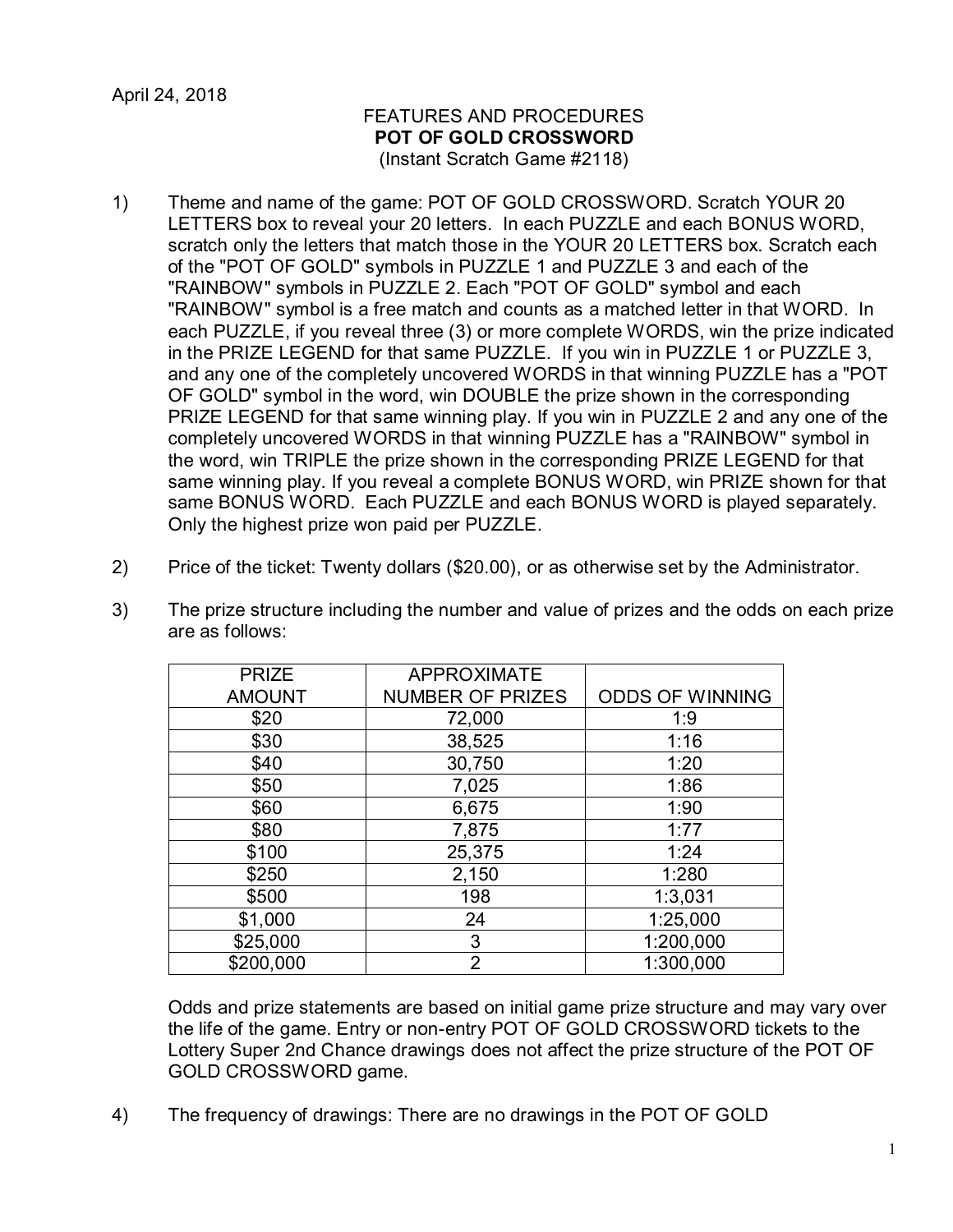April 24, 2018

FEATURES AND PROCEDURES
**POT OF GOLD CROSSWORD**
(Instant Scratch Game #2118)

1) Theme and name of the game: POT OF GOLD CROSSWORD. Scratch YOUR 20 LETTERS box to reveal your 20 letters. In each PUZZLE and each BONUS WORD, scratch only the letters that match those in the YOUR 20 LETTERS box. Scratch each of the "POT OF GOLD" symbols in PUZZLE 1 and PUZZLE 3 and each of the "RAINBOW" symbols in PUZZLE 2. Each "POT OF GOLD" symbol and each "RAINBOW" symbol is a free match and counts as a matched letter in that WORD. In each PUZZLE, if you reveal three (3) or more complete WORDS, win the prize indicated in the PRIZE LEGEND for that same PUZZLE. If you win in PUZZLE 1 or PUZZLE 3, and any one of the completely uncovered WORDS in that winning PUZZLE has a "POT OF GOLD" symbol in the word, win DOUBLE the prize shown in the corresponding PRIZE LEGEND for that same winning play. If you win in PUZZLE 2 and any one of the completely uncovered WORDS in that winning PUZZLE has a "RAINBOW" symbol in the word, win TRIPLE the prize shown in the corresponding PRIZE LEGEND for that same winning play. If you reveal a complete BONUS WORD, win PRIZE shown for that same BONUS WORD. Each PUZZLE and each BONUS WORD is played separately. Only the highest prize won paid per PUZZLE.

2) Price of the ticket: Twenty dollars ($20.00), or as otherwise set by the Administrator.

3) The prize structure including the number and value of prizes and the odds on each prize are as follows:

| PRIZE AMOUNT | APPROXIMATE NUMBER OF PRIZES | ODDS OF WINNING |
|---|---|---|
| $20 | 72,000 | 1:9 |
| $30 | 38,525 | 1:16 |
| $40 | 30,750 | 1:20 |
| $50 | 7,025 | 1:86 |
| $60 | 6,675 | 1:90 |
| $80 | 7,875 | 1:77 |
| $100 | 25,375 | 1:24 |
| $250 | 2,150 | 1:280 |
| $500 | 198 | 1:3,031 |
| $1,000 | 24 | 1:25,000 |
| $25,000 | 3 | 1:200,000 |
| $200,000 | 2 | 1:300,000 |

Odds and prize statements are based on initial game prize structure and may vary over the life of the game. Entry or non-entry POT OF GOLD CROSSWORD tickets to the Lottery Super 2nd Chance drawings does not affect the prize structure of the POT OF GOLD CROSSWORD game.

4) The frequency of drawings: There are no drawings in the POT OF GOLD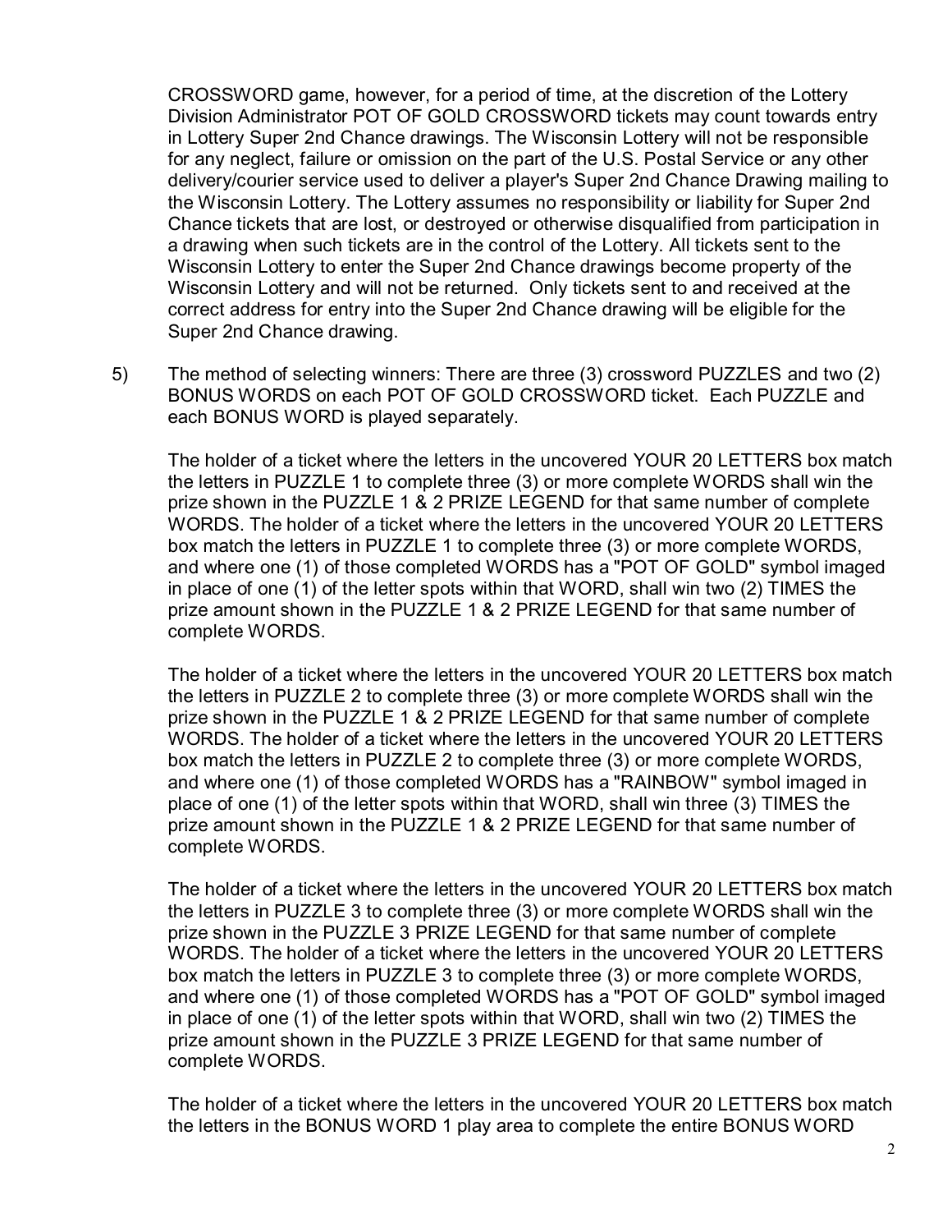CROSSWORD game, however, for a period of time, at the discretion of the Lottery Division Administrator POT OF GOLD CROSSWORD tickets may count towards entry in Lottery Super 2nd Chance drawings. The Wisconsin Lottery will not be responsible for any neglect, failure or omission on the part of the U.S. Postal Service or any other delivery/courier service used to deliver a player's Super 2nd Chance Drawing mailing to the Wisconsin Lottery. The Lottery assumes no responsibility or liability for Super 2nd Chance tickets that are lost, or destroyed or otherwise disqualified from participation in a drawing when such tickets are in the control of the Lottery. All tickets sent to the Wisconsin Lottery to enter the Super 2nd Chance drawings become property of the Wisconsin Lottery and will not be returned. Only tickets sent to and received at the correct address for entry into the Super 2nd Chance drawing will be eligible for the Super 2nd Chance drawing.

5) The method of selecting winners: There are three (3) crossword PUZZLES and two (2) BONUS WORDS on each POT OF GOLD CROSSWORD ticket. Each PUZZLE and each BONUS WORD is played separately.

   The holder of a ticket where the letters in the uncovered YOUR 20 LETTERS box match the letters in PUZZLE 1 to complete three (3) or more complete WORDS shall win the prize shown in the PUZZLE 1 & 2 PRIZE LEGEND for that same number of complete WORDS. The holder of a ticket where the letters in the uncovered YOUR 20 LETTERS box match the letters in PUZZLE 1 to complete three (3) or more complete WORDS, and where one (1) of those completed WORDS has a "POT OF GOLD" symbol imaged in place of one (1) of the letter spots within that WORD, shall win two (2) TIMES the prize amount shown in the PUZZLE 1 & 2 PRIZE LEGEND for that same number of complete WORDS.

   The holder of a ticket where the letters in the uncovered YOUR 20 LETTERS box match the letters in PUZZLE 2 to complete three (3) or more complete WORDS shall win the prize shown in the PUZZLE 1 & 2 PRIZE LEGEND for that same number of complete WORDS. The holder of a ticket where the letters in the uncovered YOUR 20 LETTERS box match the letters in PUZZLE 2 to complete three (3) or more complete WORDS, and where one (1) of those completed WORDS has a "RAINBOW" symbol imaged in place of one (1) of the letter spots within that WORD, shall win three (3) TIMES the prize amount shown in the PUZZLE 1 & 2 PRIZE LEGEND for that same number of complete WORDS.

   The holder of a ticket where the letters in the uncovered YOUR 20 LETTERS box match the letters in PUZZLE 3 to complete three (3) or more complete WORDS shall win the prize shown in the PUZZLE 3 PRIZE LEGEND for that same number of complete WORDS. The holder of a ticket where the letters in the uncovered YOUR 20 LETTERS box match the letters in PUZZLE 3 to complete three (3) or more complete WORDS, and where one (1) of those completed WORDS has a "POT OF GOLD" symbol imaged in place of one (1) of the letter spots within that WORD, shall win two (2) TIMES the prize amount shown in the PUZZLE 3 PRIZE LEGEND for that same number of complete WORDS.

   The holder of a ticket where the letters in the uncovered YOUR 20 LETTERS box match the letters in the BONUS WORD 1 play area to complete the entire BONUS WORD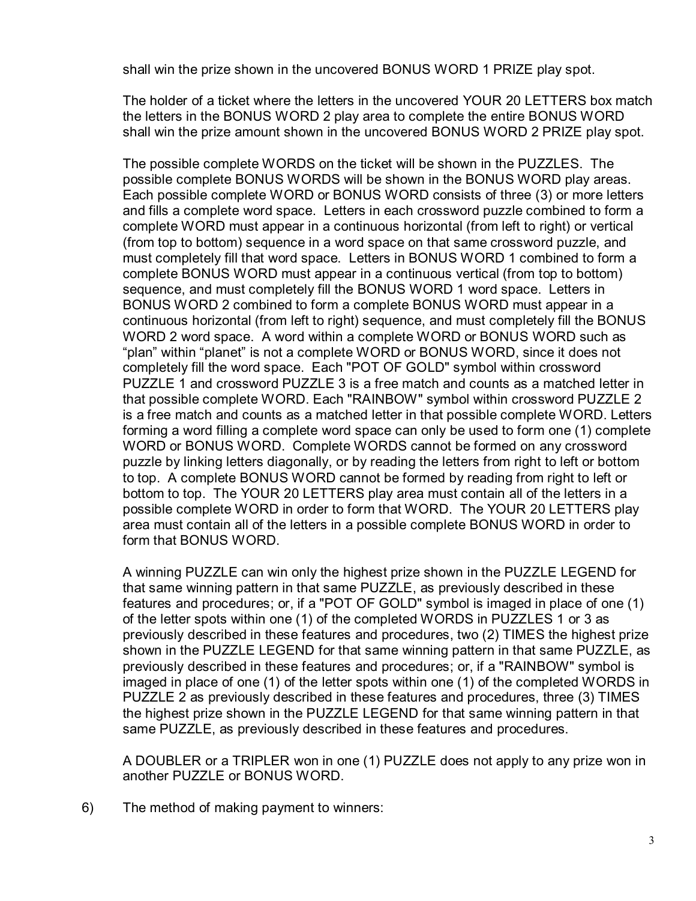shall win the prize shown in the uncovered BONUS WORD 1 PRIZE play spot.

The holder of a ticket where the letters in the uncovered YOUR 20 LETTERS box match the letters in the BONUS WORD 2 play area to complete the entire BONUS WORD shall win the prize amount shown in the uncovered BONUS WORD 2 PRIZE play spot.

The possible complete WORDS on the ticket will be shown in the PUZZLES. The possible complete BONUS WORDS will be shown in the BONUS WORD play areas. Each possible complete WORD or BONUS WORD consists of three (3) or more letters and fills a complete word space. Letters in each crossword puzzle combined to form a complete WORD must appear in a continuous horizontal (from left to right) or vertical (from top to bottom) sequence in a word space on that same crossword puzzle, and must completely fill that word space. Letters in BONUS WORD 1 combined to form a complete BONUS WORD must appear in a continuous vertical (from top to bottom) sequence, and must completely fill the BONUS WORD 1 word space. Letters in BONUS WORD 2 combined to form a complete BONUS WORD must appear in a continuous horizontal (from left to right) sequence, and must completely fill the BONUS WORD 2 word space. A word within a complete WORD or BONUS WORD such as "plan" within "planet" is not a complete WORD or BONUS WORD, since it does not completely fill the word space. Each "POT OF GOLD" symbol within crossword PUZZLE 1 and crossword PUZZLE 3 is a free match and counts as a matched letter in that possible complete WORD. Each "RAINBOW" symbol within crossword PUZZLE 2 is a free match and counts as a matched letter in that possible complete WORD. Letters forming a word filling a complete word space can only be used to form one (1) complete WORD or BONUS WORD. Complete WORDS cannot be formed on any crossword puzzle by linking letters diagonally, or by reading the letters from right to left or bottom to top. A complete BONUS WORD cannot be formed by reading from right to left or bottom to top. The YOUR 20 LETTERS play area must contain all of the letters in a possible complete WORD in order to form that WORD. The YOUR 20 LETTERS play area must contain all of the letters in a possible complete BONUS WORD in order to form that BONUS WORD.

A winning PUZZLE can win only the highest prize shown in the PUZZLE LEGEND for that same winning pattern in that same PUZZLE, as previously described in these features and procedures; or, if a "POT OF GOLD" symbol is imaged in place of one (1) of the letter spots within one (1) of the completed WORDS in PUZZLES 1 or 3 as previously described in these features and procedures, two (2) TIMES the highest prize shown in the PUZZLE LEGEND for that same winning pattern in that same PUZZLE, as previously described in these features and procedures; or, if a "RAINBOW" symbol is imaged in place of one (1) of the letter spots within one (1) of the completed WORDS in PUZZLE 2 as previously described in these features and procedures, three (3) TIMES the highest prize shown in the PUZZLE LEGEND for that same winning pattern in that same PUZZLE, as previously described in these features and procedures.

A DOUBLER or a TRIPLER won in one (1) PUZZLE does not apply to any prize won in another PUZZLE or BONUS WORD.

6) The method of making payment to winners: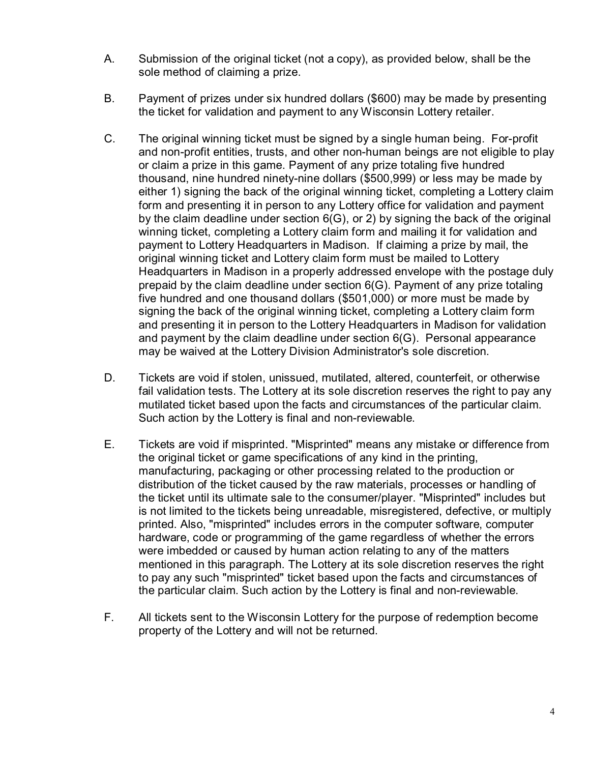A. Submission of the original ticket (not a copy), as provided below, shall be the sole method of claiming a prize.

B. Payment of prizes under six hundred dollars ($600) may be made by presenting the ticket for validation and payment to any Wisconsin Lottery retailer.

C. The original winning ticket must be signed by a single human being. For-profit and non-profit entities, trusts, and other non-human beings are not eligible to play or claim a prize in this game. Payment of any prize totaling five hundred thousand, nine hundred ninety-nine dollars ($500,999) or less may be made by either 1) signing the back of the original winning ticket, completing a Lottery claim form and presenting it in person to any Lottery office for validation and payment by the claim deadline under section 6(G), or 2) by signing the back of the original winning ticket, completing a Lottery claim form and mailing it for validation and payment to Lottery Headquarters in Madison. If claiming a prize by mail, the original winning ticket and Lottery claim form must be mailed to Lottery Headquarters in Madison in a properly addressed envelope with the postage duly prepaid by the claim deadline under section 6(G). Payment of any prize totaling five hundred and one thousand dollars ($501,000) or more must be made by signing the back of the original winning ticket, completing a Lottery claim form and presenting it in person to the Lottery Headquarters in Madison for validation and payment by the claim deadline under section 6(G). Personal appearance may be waived at the Lottery Division Administrator's sole discretion.

D. Tickets are void if stolen, unissued, mutilated, altered, counterfeit, or otherwise fail validation tests. The Lottery at its sole discretion reserves the right to pay any mutilated ticket based upon the facts and circumstances of the particular claim. Such action by the Lottery is final and non-reviewable.

E. Tickets are void if misprinted. "Misprinted" means any mistake or difference from the original ticket or game specifications of any kind in the printing, manufacturing, packaging or other processing related to the production or distribution of the ticket caused by the raw materials, processes or handling of the ticket until its ultimate sale to the consumer/player. "Misprinted" includes but is not limited to the tickets being unreadable, misregistered, defective, or multiply printed. Also, "misprinted" includes errors in the computer software, computer hardware, code or programming of the game regardless of whether the errors were imbedded or caused by human action relating to any of the matters mentioned in this paragraph. The Lottery at its sole discretion reserves the right to pay any such "misprinted" ticket based upon the facts and circumstances of the particular claim. Such action by the Lottery is final and non-reviewable.

F. All tickets sent to the Wisconsin Lottery for the purpose of redemption become property of the Lottery and will not be returned.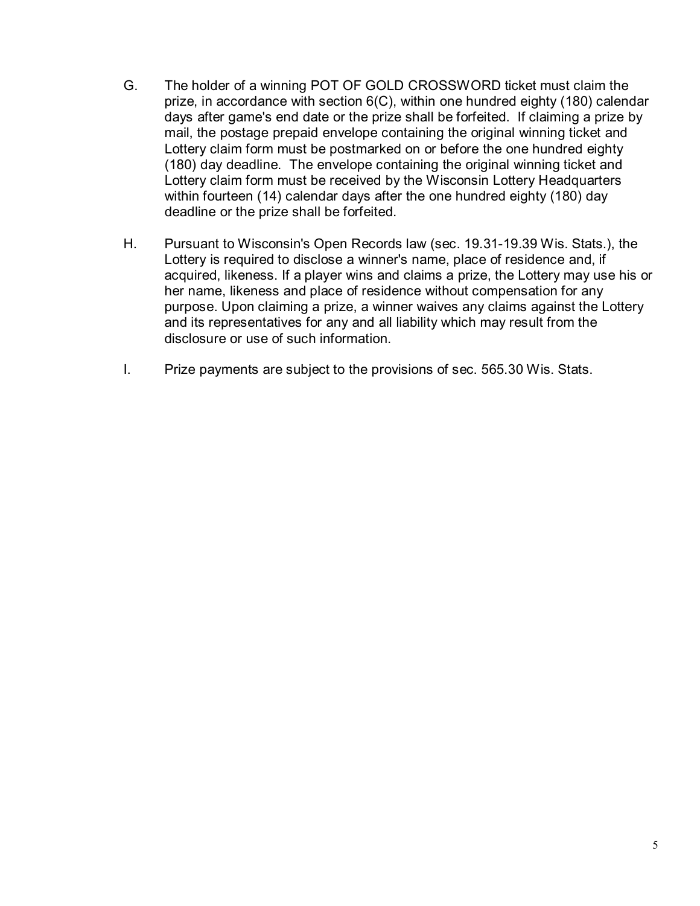G. The holder of a winning POT OF GOLD CROSSWORD ticket must claim the prize, in accordance with section 6(C), within one hundred eighty (180) calendar days after game's end date or the prize shall be forfeited. If claiming a prize by mail, the postage prepaid envelope containing the original winning ticket and Lottery claim form must be postmarked on or before the one hundred eighty (180) day deadline. The envelope containing the original winning ticket and Lottery claim form must be received by the Wisconsin Lottery Headquarters within fourteen (14) calendar days after the one hundred eighty (180) day deadline or the prize shall be forfeited.

H. Pursuant to Wisconsin's Open Records law (sec. 19.31-19.39 Wis. Stats.), the Lottery is required to disclose a winner's name, place of residence and, if acquired, likeness. If a player wins and claims a prize, the Lottery may use his or her name, likeness and place of residence without compensation for any purpose. Upon claiming a prize, a winner waives any claims against the Lottery and its representatives for any and all liability which may result from the disclosure or use of such information.

I. Prize payments are subject to the provisions of sec. 565.30 Wis. Stats.